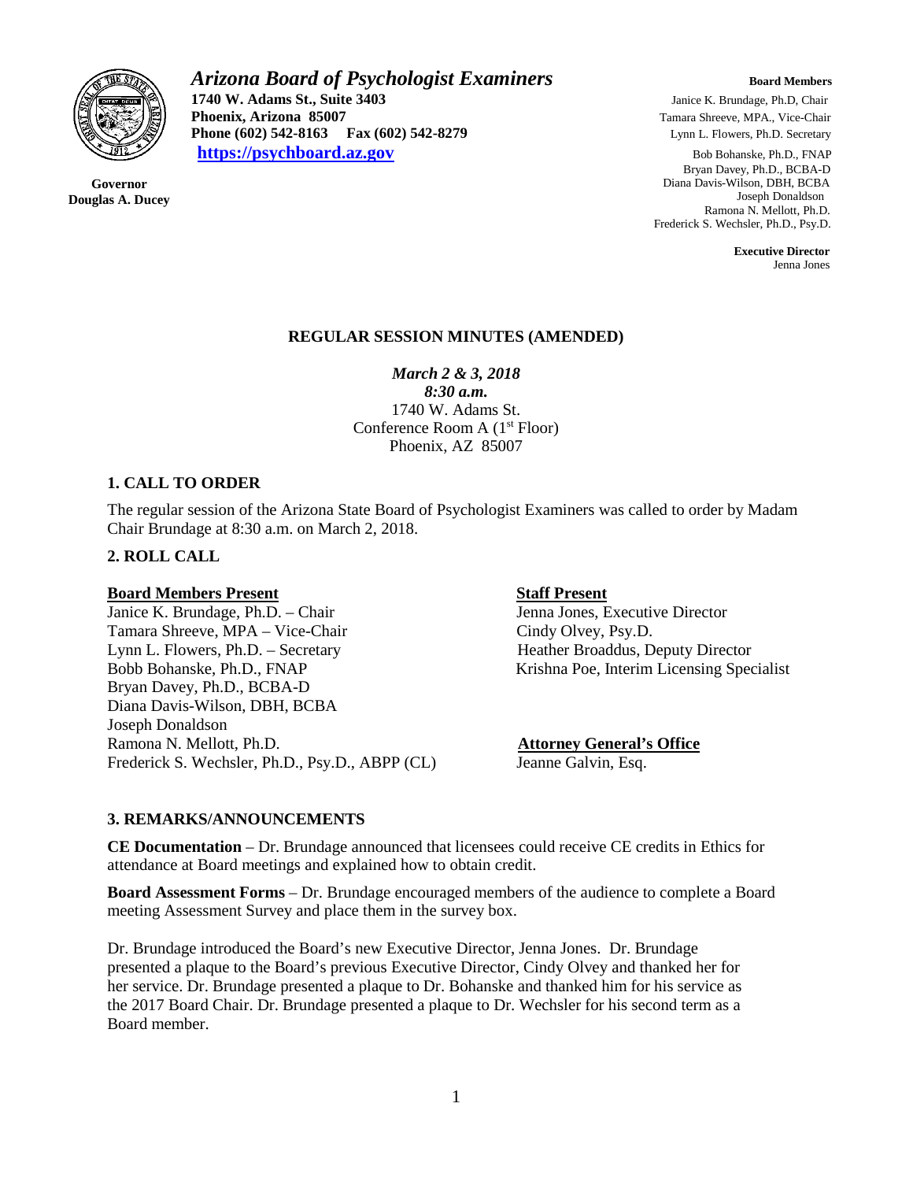# *Arizona Board of Psychologist Examiners*

**1740 W. Adams St., Suite 3403**
**Phoenix, Arizona 85007**
**Phone (602) 542-8163 Fax (602) 542-8279**
**https://psychboard.az.gov**

**Governor**
**Douglas A. Ducey**

**Board Members**
Janice K. Brundage, Ph.D, Chair
Tamara Shreeve, MPA., Vice-Chair
Lynn L. Flowers, Ph.D. Secretary
Bob Bohanske, Ph.D., FNAP
Bryan Davey, Ph.D., BCBA-D
Diana Davis-Wilson, DBH, BCBA
Joseph Donaldson
Ramona N. Mellott, Ph.D.
Frederick S. Wechsler, Ph.D., Psy.D.

**Executive Director**
Jenna Jones

## REGULAR SESSION MINUTES (AMENDED)

*March 2 & 3, 2018*
*8:30 a.m.*
1740 W. Adams St.
Conference Room A (1st Floor)
Phoenix, AZ 85007

### 1. CALL TO ORDER

The regular session of the Arizona State Board of Psychologist Examiners was called to order by Madam Chair Brundage at 8:30 a.m. on March 2, 2018.

### 2. ROLL CALL

**Board Members Present**
Janice K. Brundage, Ph.D. – Chair
Tamara Shreeve, MPA – Vice-Chair
Lynn L. Flowers, Ph.D. – Secretary
Bobb Bohanske, Ph.D., FNAP
Bryan Davey, Ph.D., BCBA-D
Diana Davis-Wilson, DBH, BCBA
Joseph Donaldson
Ramona N. Mellott, Ph.D.
Frederick S. Wechsler, Ph.D., Psy.D., ABPP (CL)

**Staff Present**
Jenna Jones, Executive Director
Cindy Olvey, Psy.D.
Heather Broaddus, Deputy Director
Krishna Poe, Interim Licensing Specialist

**Attorney General's Office**
Jeanne Galvin, Esq.

### 3. REMARKS/ANNOUNCEMENTS

**CE Documentation** – Dr. Brundage announced that licensees could receive CE credits in Ethics for attendance at Board meetings and explained how to obtain credit.

**Board Assessment Forms** – Dr. Brundage encouraged members of the audience to complete a Board meeting Assessment Survey and place them in the survey box.

Dr. Brundage introduced the Board's new Executive Director, Jenna Jones. Dr. Brundage presented a plaque to the Board's previous Executive Director, Cindy Olvey and thanked her for her service. Dr. Brundage presented a plaque to Dr. Bohanske and thanked him for his service as the 2017 Board Chair. Dr. Brundage presented a plaque to Dr. Wechsler for his second term as a Board member.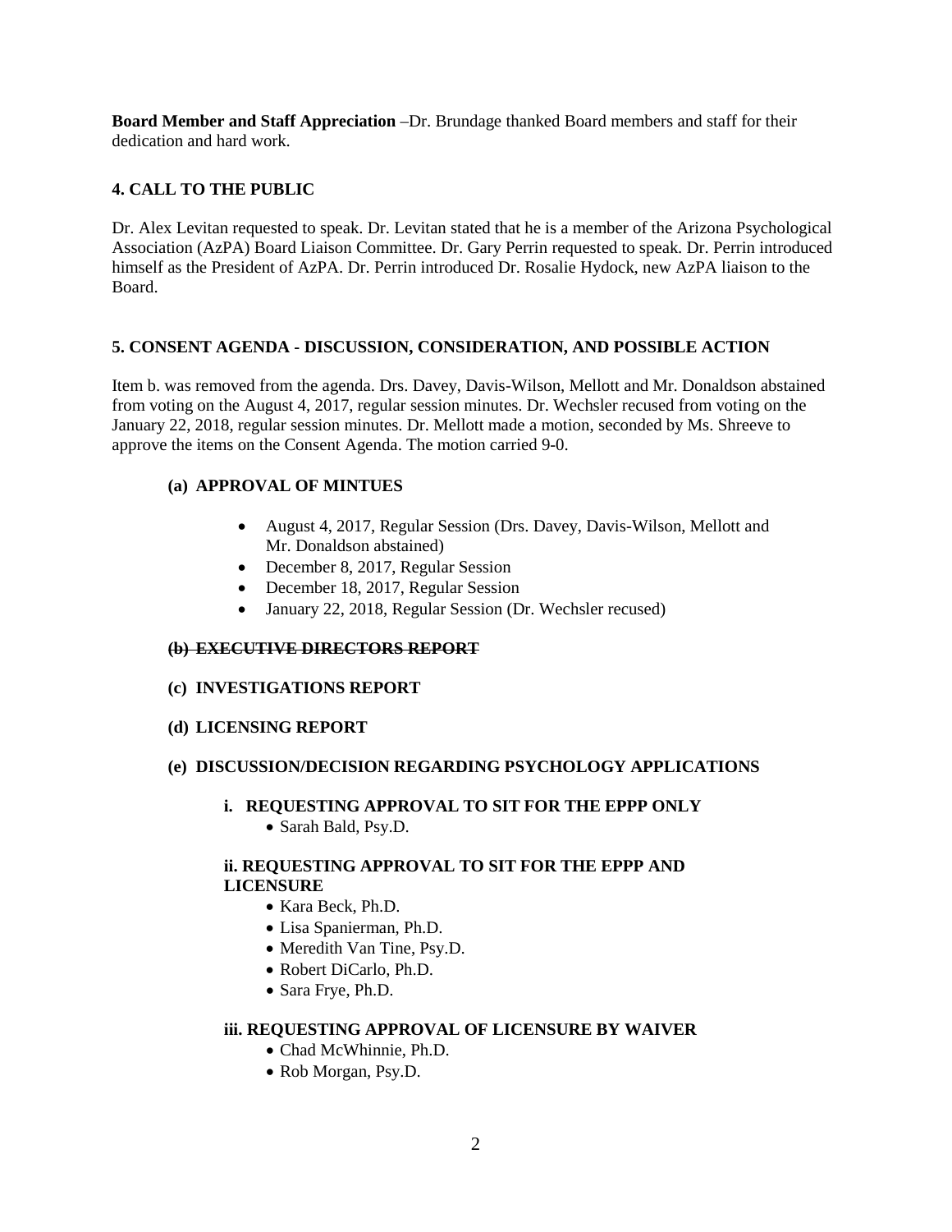**Board Member and Staff Appreciation** –Dr. Brundage thanked Board members and staff for their dedication and hard work.

## 4. CALL TO THE PUBLIC

Dr. Alex Levitan requested to speak. Dr. Levitan stated that he is a member of the Arizona Psychological Association (AzPA) Board Liaison Committee. Dr. Gary Perrin requested to speak. Dr. Perrin introduced himself as the President of AzPA. Dr. Perrin introduced Dr. Rosalie Hydock, new AzPA liaison to the Board.

## 5. CONSENT AGENDA - DISCUSSION, CONSIDERATION, AND POSSIBLE ACTION

Item b. was removed from the agenda. Drs. Davey, Davis-Wilson, Mellott and Mr. Donaldson abstained from voting on the August 4, 2017, regular session minutes. Dr. Wechsler recused from voting on the January 22, 2018, regular session minutes. Dr. Mellott made a motion, seconded by Ms. Shreeve to approve the items on the Consent Agenda. The motion carried 9-0.

### (a) APPROVAL OF MINTUES

- August 4, 2017, Regular Session (Drs. Davey, Davis-Wilson, Mellott and Mr. Donaldson abstained)
- December 8, 2017, Regular Session
- December 18, 2017, Regular Session
- January 22, 2018, Regular Session (Dr. Wechsler recused)

### ~~(b) EXECUTIVE DIRECTORS REPORT~~

### (c) INVESTIGATIONS REPORT

### (d) LICENSING REPORT

### (e) DISCUSSION/DECISION REGARDING PSYCHOLOGY APPLICATIONS

#### i. REQUESTING APPROVAL TO SIT FOR THE EPPP ONLY

- Sarah Bald, Psy.D.

#### ii. REQUESTING APPROVAL TO SIT FOR THE EPPP AND LICENSURE

- Kara Beck, Ph.D.
- Lisa Spanierman, Ph.D.
- Meredith Van Tine, Psy.D.
- Robert DiCarlo, Ph.D.
- Sara Frye, Ph.D.

#### iii. REQUESTING APPROVAL OF LICENSURE BY WAIVER

- Chad McWhinnie, Ph.D.
- Rob Morgan, Psy.D.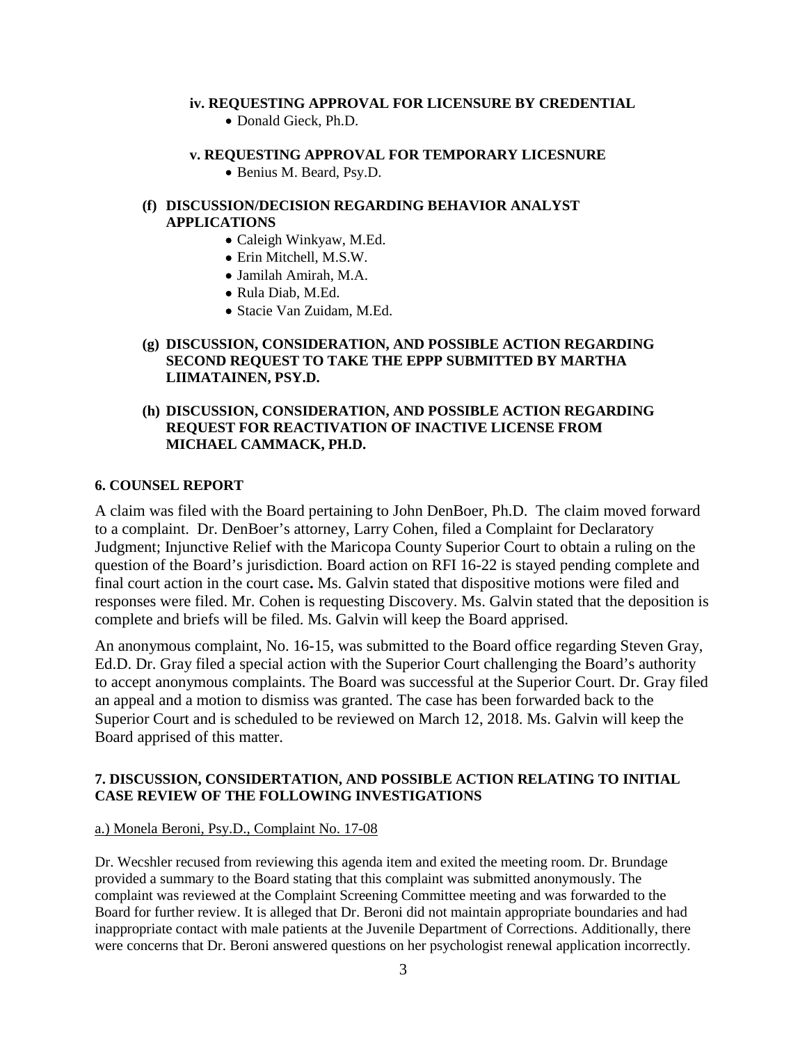**iv. REQUESTING APPROVAL FOR LICENSURE BY CREDENTIAL**

- Donald Gieck, Ph.D.

**v. REQUESTING APPROVAL FOR TEMPORARY LICESNURE**

- Benius M. Beard, Psy.D.

**(f) DISCUSSION/DECISION REGARDING BEHAVIOR ANALYST APPLICATIONS**

- Caleigh Winkyaw, M.Ed.
- Erin Mitchell, M.S.W.
- Jamilah Amirah, M.A.
- Rula Diab, M.Ed.
- Stacie Van Zuidam, M.Ed.

**(g) DISCUSSION, CONSIDERATION, AND POSSIBLE ACTION REGARDING SECOND REQUEST TO TAKE THE EPPP SUBMITTED BY MARTHA LIIMATAINEN, PSY.D.**

**(h) DISCUSSION, CONSIDERATION, AND POSSIBLE ACTION REGARDING REQUEST FOR REACTIVATION OF INACTIVE LICENSE FROM MICHAEL CAMMACK, PH.D.**

## 6. COUNSEL REPORT

A claim was filed with the Board pertaining to John DenBoer, Ph.D. The claim moved forward to a complaint. Dr. DenBoer's attorney, Larry Cohen, filed a Complaint for Declaratory Judgment; Injunctive Relief with the Maricopa County Superior Court to obtain a ruling on the question of the Board's jurisdiction. Board action on RFI 16-22 is stayed pending complete and final court action in the court case**.** Ms. Galvin stated that dispositive motions were filed and responses were filed. Mr. Cohen is requesting Discovery. Ms. Galvin stated that the deposition is complete and briefs will be filed. Ms. Galvin will keep the Board apprised.

An anonymous complaint, No. 16-15, was submitted to the Board office regarding Steven Gray, Ed.D. Dr. Gray filed a special action with the Superior Court challenging the Board's authority to accept anonymous complaints. The Board was successful at the Superior Court. Dr. Gray filed an appeal and a motion to dismiss was granted. The case has been forwarded back to the Superior Court and is scheduled to be reviewed on March 12, 2018. Ms. Galvin will keep the Board apprised of this matter.

## 7. DISCUSSION, CONSIDERTATION, AND POSSIBLE ACTION RELATING TO INITIAL CASE REVIEW OF THE FOLLOWING INVESTIGATIONS

a.) Monela Beroni, Psy.D., Complaint No. 17-08

Dr. Wecshler recused from reviewing this agenda item and exited the meeting room. Dr. Brundage provided a summary to the Board stating that this complaint was submitted anonymously. The complaint was reviewed at the Complaint Screening Committee meeting and was forwarded to the Board for further review. It is alleged that Dr. Beroni did not maintain appropriate boundaries and had inappropriate contact with male patients at the Juvenile Department of Corrections. Additionally, there were concerns that Dr. Beroni answered questions on her psychologist renewal application incorrectly.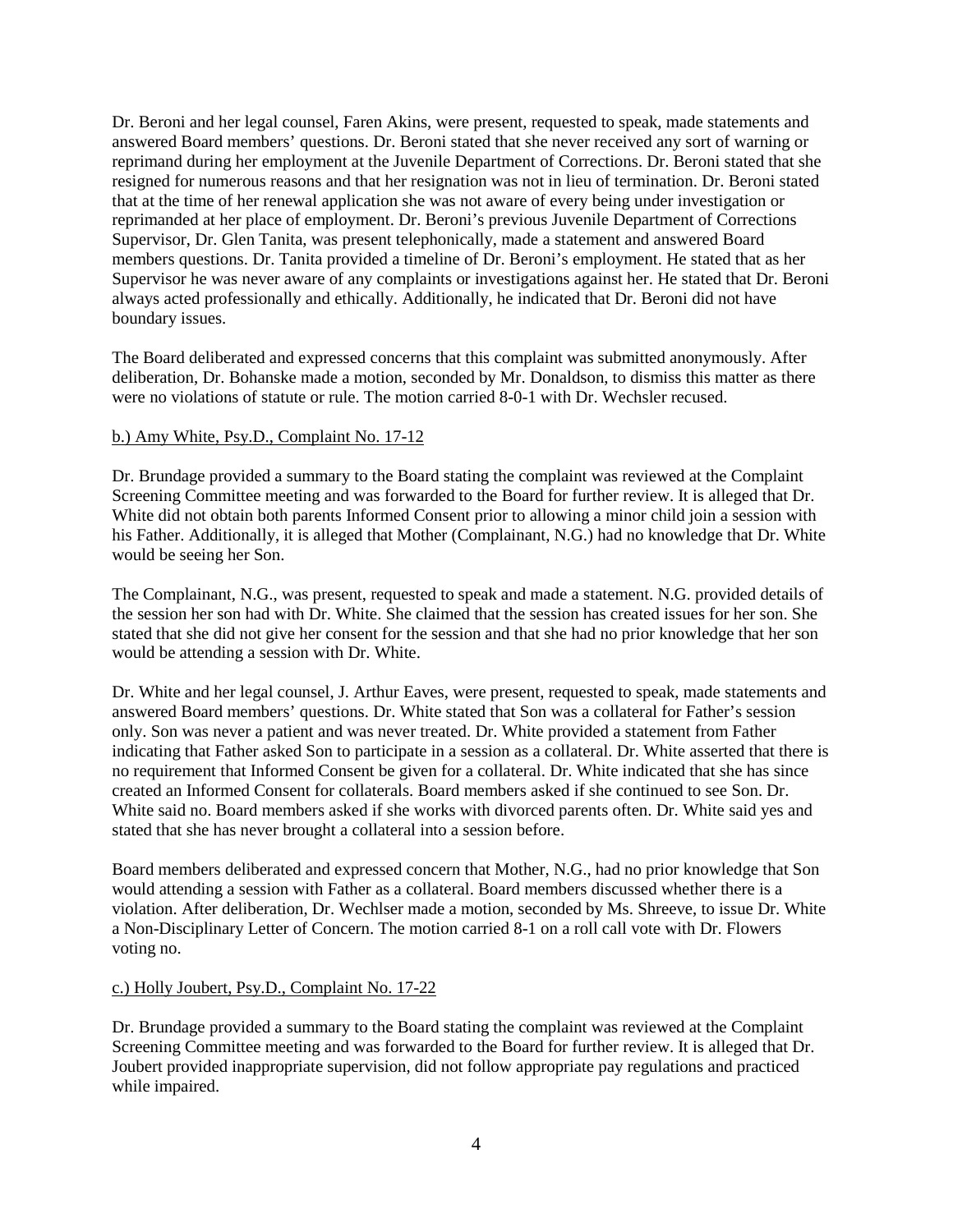Dr. Beroni and her legal counsel, Faren Akins, were present, requested to speak, made statements and answered Board members' questions. Dr. Beroni stated that she never received any sort of warning or reprimand during her employment at the Juvenile Department of Corrections. Dr. Beroni stated that she resigned for numerous reasons and that her resignation was not in lieu of termination. Dr. Beroni stated that at the time of her renewal application she was not aware of every being under investigation or reprimanded at her place of employment. Dr. Beroni's previous Juvenile Department of Corrections Supervisor, Dr. Glen Tanita, was present telephonically, made a statement and answered Board members questions. Dr. Tanita provided a timeline of Dr. Beroni's employment. He stated that as her Supervisor he was never aware of any complaints or investigations against her. He stated that Dr. Beroni always acted professionally and ethically. Additionally, he indicated that Dr. Beroni did not have boundary issues.

The Board deliberated and expressed concerns that this complaint was submitted anonymously. After deliberation, Dr. Bohanske made a motion, seconded by Mr. Donaldson, to dismiss this matter as there were no violations of statute or rule. The motion carried 8-0-1 with Dr. Wechsler recused.

b.) Amy White, Psy.D., Complaint No. 17-12

Dr. Brundage provided a summary to the Board stating the complaint was reviewed at the Complaint Screening Committee meeting and was forwarded to the Board for further review. It is alleged that Dr. White did not obtain both parents Informed Consent prior to allowing a minor child join a session with his Father. Additionally, it is alleged that Mother (Complainant, N.G.) had no knowledge that Dr. White would be seeing her Son.

The Complainant, N.G., was present, requested to speak and made a statement. N.G. provided details of the session her son had with Dr. White. She claimed that the session has created issues for her son. She stated that she did not give her consent for the session and that she had no prior knowledge that her son would be attending a session with Dr. White.

Dr. White and her legal counsel, J. Arthur Eaves, were present, requested to speak, made statements and answered Board members' questions. Dr. White stated that Son was a collateral for Father's session only. Son was never a patient and was never treated. Dr. White provided a statement from Father indicating that Father asked Son to participate in a session as a collateral. Dr. White asserted that there is no requirement that Informed Consent be given for a collateral. Dr. White indicated that she has since created an Informed Consent for collaterals. Board members asked if she continued to see Son. Dr. White said no. Board members asked if she works with divorced parents often. Dr. White said yes and stated that she has never brought a collateral into a session before.

Board members deliberated and expressed concern that Mother, N.G., had no prior knowledge that Son would attending a session with Father as a collateral. Board members discussed whether there is a violation. After deliberation, Dr. Wechlser made a motion, seconded by Ms. Shreeve, to issue Dr. White a Non-Disciplinary Letter of Concern. The motion carried 8-1 on a roll call vote with Dr. Flowers voting no.

c.) Holly Joubert, Psy.D., Complaint No. 17-22

Dr. Brundage provided a summary to the Board stating the complaint was reviewed at the Complaint Screening Committee meeting and was forwarded to the Board for further review. It is alleged that Dr. Joubert provided inappropriate supervision, did not follow appropriate pay regulations and practiced while impaired.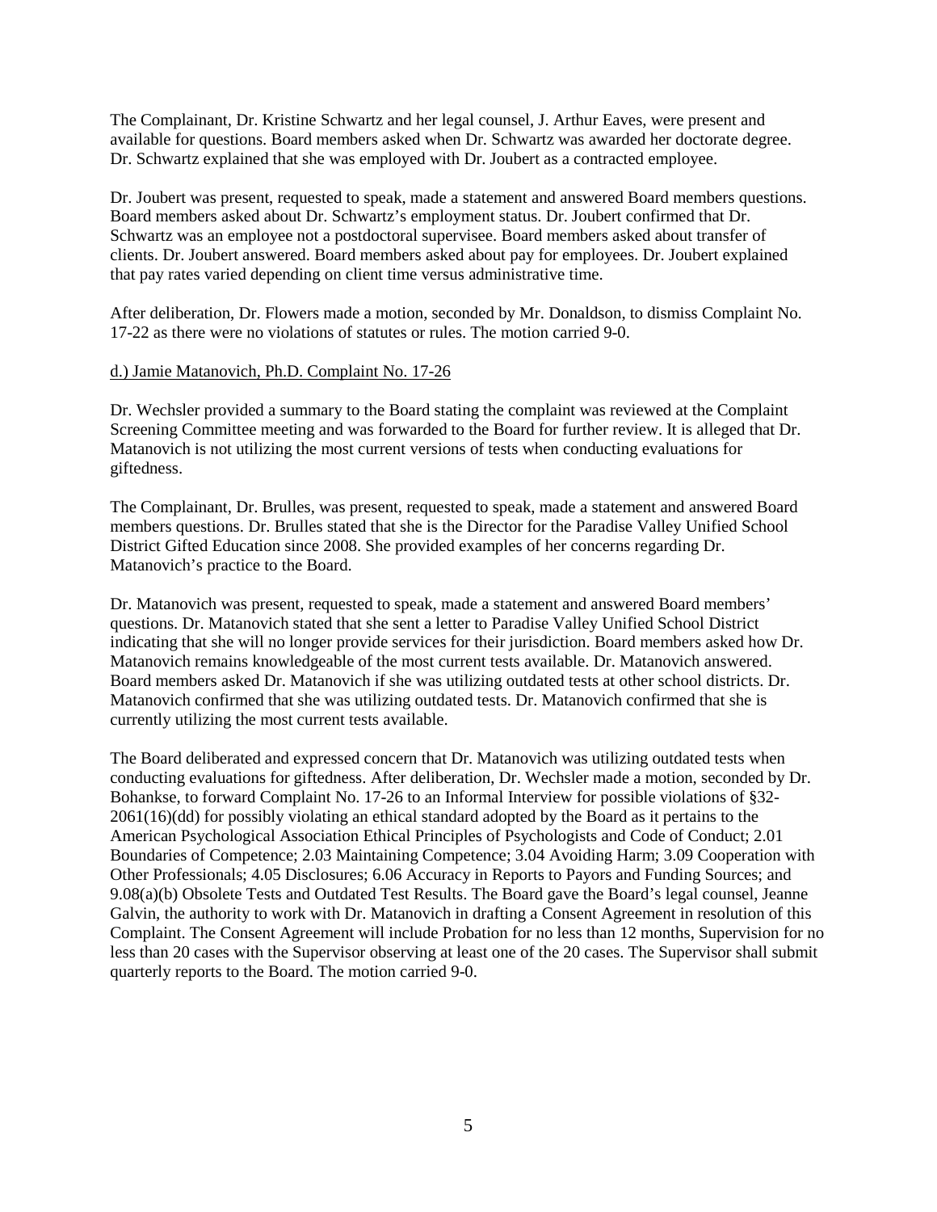The Complainant, Dr. Kristine Schwartz and her legal counsel, J. Arthur Eaves, were present and available for questions. Board members asked when Dr. Schwartz was awarded her doctorate degree. Dr. Schwartz explained that she was employed with Dr. Joubert as a contracted employee.

Dr. Joubert was present, requested to speak, made a statement and answered Board members questions. Board members asked about Dr. Schwartz's employment status. Dr. Joubert confirmed that Dr. Schwartz was an employee not a postdoctoral supervisee. Board members asked about transfer of clients. Dr. Joubert answered. Board members asked about pay for employees. Dr. Joubert explained that pay rates varied depending on client time versus administrative time.

After deliberation, Dr. Flowers made a motion, seconded by Mr. Donaldson, to dismiss Complaint No. 17-22 as there were no violations of statutes or rules. The motion carried 9-0.

d.) Jamie Matanovich, Ph.D. Complaint No. 17-26

Dr. Wechsler provided a summary to the Board stating the complaint was reviewed at the Complaint Screening Committee meeting and was forwarded to the Board for further review. It is alleged that Dr. Matanovich is not utilizing the most current versions of tests when conducting evaluations for giftedness.

The Complainant, Dr. Brulles, was present, requested to speak, made a statement and answered Board members questions. Dr. Brulles stated that she is the Director for the Paradise Valley Unified School District Gifted Education since 2008. She provided examples of her concerns regarding Dr. Matanovich's practice to the Board.

Dr. Matanovich was present, requested to speak, made a statement and answered Board members' questions. Dr. Matanovich stated that she sent a letter to Paradise Valley Unified School District indicating that she will no longer provide services for their jurisdiction. Board members asked how Dr. Matanovich remains knowledgeable of the most current tests available. Dr. Matanovich answered. Board members asked Dr. Matanovich if she was utilizing outdated tests at other school districts. Dr. Matanovich confirmed that she was utilizing outdated tests. Dr. Matanovich confirmed that she is currently utilizing the most current tests available.

The Board deliberated and expressed concern that Dr. Matanovich was utilizing outdated tests when conducting evaluations for giftedness. After deliberation, Dr. Wechsler made a motion, seconded by Dr. Bohankse, to forward Complaint No. 17-26 to an Informal Interview for possible violations of §32-2061(16)(dd) for possibly violating an ethical standard adopted by the Board as it pertains to the American Psychological Association Ethical Principles of Psychologists and Code of Conduct; 2.01 Boundaries of Competence; 2.03 Maintaining Competence; 3.04 Avoiding Harm; 3.09 Cooperation with Other Professionals; 4.05 Disclosures; 6.06 Accuracy in Reports to Payors and Funding Sources; and 9.08(a)(b) Obsolete Tests and Outdated Test Results. The Board gave the Board's legal counsel, Jeanne Galvin, the authority to work with Dr. Matanovich in drafting a Consent Agreement in resolution of this Complaint. The Consent Agreement will include Probation for no less than 12 months, Supervision for no less than 20 cases with the Supervisor observing at least one of the 20 cases. The Supervisor shall submit quarterly reports to the Board. The motion carried 9-0.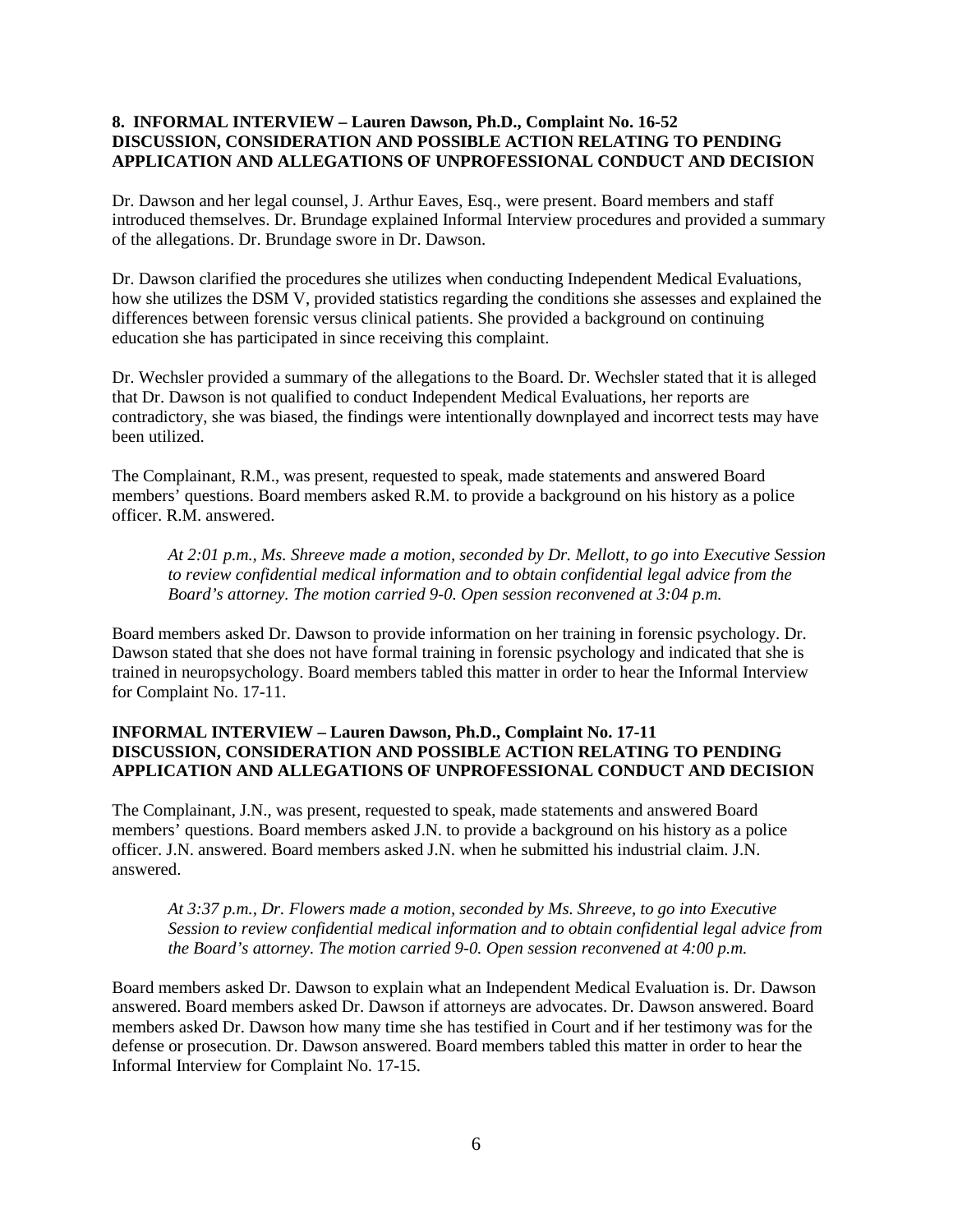**8. INFORMAL INTERVIEW – Lauren Dawson, Ph.D., Complaint No. 16-52**
**DISCUSSION, CONSIDERATION AND POSSIBLE ACTION RELATING TO PENDING APPLICATION AND ALLEGATIONS OF UNPROFESSIONAL CONDUCT AND DECISION**

Dr. Dawson and her legal counsel, J. Arthur Eaves, Esq., were present. Board members and staff introduced themselves. Dr. Brundage explained Informal Interview procedures and provided a summary of the allegations. Dr. Brundage swore in Dr. Dawson.

Dr. Dawson clarified the procedures she utilizes when conducting Independent Medical Evaluations, how she utilizes the DSM V, provided statistics regarding the conditions she assesses and explained the differences between forensic versus clinical patients. She provided a background on continuing education she has participated in since receiving this complaint.

Dr. Wechsler provided a summary of the allegations to the Board. Dr. Wechsler stated that it is alleged that Dr. Dawson is not qualified to conduct Independent Medical Evaluations, her reports are contradictory, she was biased, the findings were intentionally downplayed and incorrect tests may have been utilized.

The Complainant, R.M., was present, requested to speak, made statements and answered Board members' questions. Board members asked R.M. to provide a background on his history as a police officer. R.M. answered.

> *At 2:01 p.m., Ms. Shreeve made a motion, seconded by Dr. Mellott, to go into Executive Session to review confidential medical information and to obtain confidential legal advice from the Board's attorney. The motion carried 9-0. Open session reconvened at 3:04 p.m.*

Board members asked Dr. Dawson to provide information on her training in forensic psychology. Dr. Dawson stated that she does not have formal training in forensic psychology and indicated that she is trained in neuropsychology. Board members tabled this matter in order to hear the Informal Interview for Complaint No. 17-11.

**INFORMAL INTERVIEW – Lauren Dawson, Ph.D., Complaint No. 17-11**
**DISCUSSION, CONSIDERATION AND POSSIBLE ACTION RELATING TO PENDING APPLICATION AND ALLEGATIONS OF UNPROFESSIONAL CONDUCT AND DECISION**

The Complainant, J.N., was present, requested to speak, made statements and answered Board members' questions. Board members asked J.N. to provide a background on his history as a police officer. J.N. answered. Board members asked J.N. when he submitted his industrial claim. J.N. answered.

> *At 3:37 p.m., Dr. Flowers made a motion, seconded by Ms. Shreeve, to go into Executive Session to review confidential medical information and to obtain confidential legal advice from the Board's attorney. The motion carried 9-0. Open session reconvened at 4:00 p.m.*

Board members asked Dr. Dawson to explain what an Independent Medical Evaluation is. Dr. Dawson answered. Board members asked Dr. Dawson if attorneys are advocates. Dr. Dawson answered. Board members asked Dr. Dawson how many time she has testified in Court and if her testimony was for the defense or prosecution. Dr. Dawson answered. Board members tabled this matter in order to hear the Informal Interview for Complaint No. 17-15.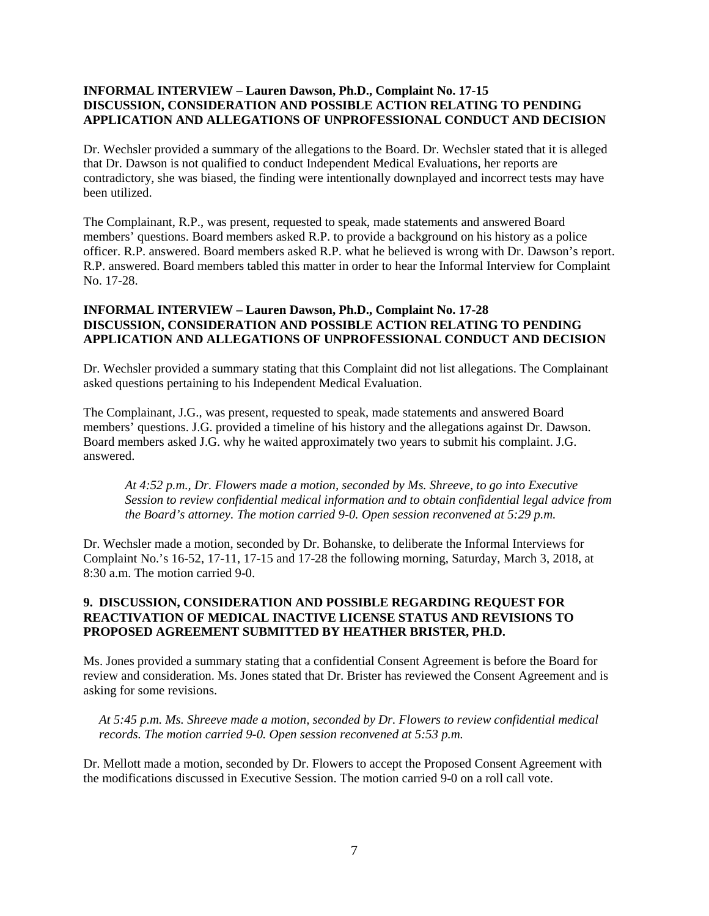**INFORMAL INTERVIEW – Lauren Dawson, Ph.D., Complaint No. 17-15**
**DISCUSSION, CONSIDERATION AND POSSIBLE ACTION RELATING TO PENDING APPLICATION AND ALLEGATIONS OF UNPROFESSIONAL CONDUCT AND DECISION**

Dr. Wechsler provided a summary of the allegations to the Board. Dr. Wechsler stated that it is alleged that Dr. Dawson is not qualified to conduct Independent Medical Evaluations, her reports are contradictory, she was biased, the finding were intentionally downplayed and incorrect tests may have been utilized.

The Complainant, R.P., was present, requested to speak, made statements and answered Board members' questions. Board members asked R.P. to provide a background on his history as a police officer. R.P. answered. Board members asked R.P. what he believed is wrong with Dr. Dawson's report. R.P. answered. Board members tabled this matter in order to hear the Informal Interview for Complaint No. 17-28.

**INFORMAL INTERVIEW – Lauren Dawson, Ph.D., Complaint No. 17-28**
**DISCUSSION, CONSIDERATION AND POSSIBLE ACTION RELATING TO PENDING APPLICATION AND ALLEGATIONS OF UNPROFESSIONAL CONDUCT AND DECISION**

Dr. Wechsler provided a summary stating that this Complaint did not list allegations. The Complainant asked questions pertaining to his Independent Medical Evaluation.

The Complainant, J.G., was present, requested to speak, made statements and answered Board members' questions. J.G. provided a timeline of his history and the allegations against Dr. Dawson. Board members asked J.G. why he waited approximately two years to submit his complaint. J.G. answered.

> *At 4:52 p.m., Dr. Flowers made a motion, seconded by Ms. Shreeve, to go into Executive Session to review confidential medical information and to obtain confidential legal advice from the Board's attorney. The motion carried 9-0. Open session reconvened at 5:29 p.m.*

Dr. Wechsler made a motion, seconded by Dr. Bohanske, to deliberate the Informal Interviews for Complaint No.'s 16-52, 17-11, 17-15 and 17-28 the following morning, Saturday, March 3, 2018, at 8:30 a.m. The motion carried 9-0.

**9. DISCUSSION, CONSIDERATION AND POSSIBLE REGARDING REQUEST FOR REACTIVATION OF MEDICAL INACTIVE LICENSE STATUS AND REVISIONS TO PROPOSED AGREEMENT SUBMITTED BY HEATHER BRISTER, PH.D.**

Ms. Jones provided a summary stating that a confidential Consent Agreement is before the Board for review and consideration. Ms. Jones stated that Dr. Brister has reviewed the Consent Agreement and is asking for some revisions.

> *At 5:45 p.m. Ms. Shreeve made a motion, seconded by Dr. Flowers to review confidential medical records. The motion carried 9-0. Open session reconvened at 5:53 p.m.*

Dr. Mellott made a motion, seconded by Dr. Flowers to accept the Proposed Consent Agreement with the modifications discussed in Executive Session. The motion carried 9-0 on a roll call vote.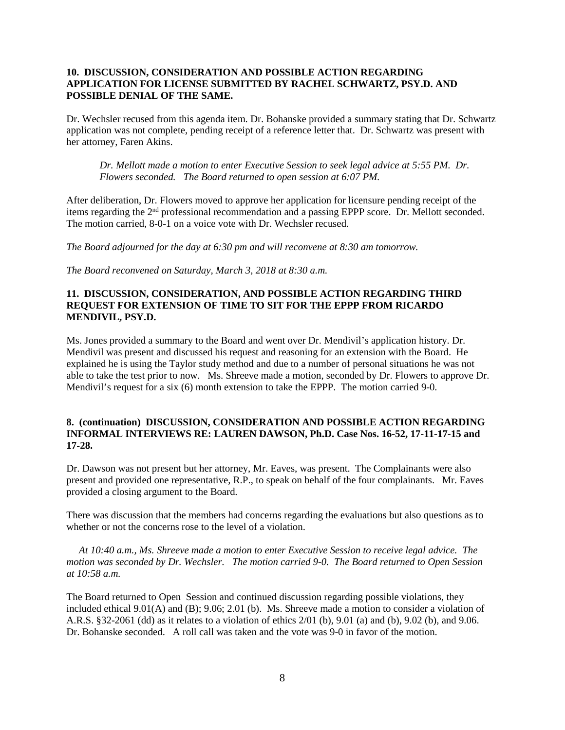**10. DISCUSSION, CONSIDERATION AND POSSIBLE ACTION REGARDING APPLICATION FOR LICENSE SUBMITTED BY RACHEL SCHWARTZ, PSY.D. AND POSSIBLE DENIAL OF THE SAME.**

Dr. Wechsler recused from this agenda item. Dr. Bohanske provided a summary stating that Dr. Schwartz application was not complete, pending receipt of a reference letter that. Dr. Schwartz was present with her attorney, Faren Akins.

> *Dr. Mellott made a motion to enter Executive Session to seek legal advice at 5:55 PM. Dr. Flowers seconded. The Board returned to open session at 6:07 PM.*

After deliberation, Dr. Flowers moved to approve her application for licensure pending receipt of the items regarding the 2nd professional recommendation and a passing EPPP score. Dr. Mellott seconded. The motion carried, 8-0-1 on a voice vote with Dr. Wechsler recused.

*The Board adjourned for the day at 6:30 pm and will reconvene at 8:30 am tomorrow.*

*The Board reconvened on Saturday, March 3, 2018 at 8:30 a.m.*

**11. DISCUSSION, CONSIDERATION, AND POSSIBLE ACTION REGARDING THIRD REQUEST FOR EXTENSION OF TIME TO SIT FOR THE EPPP FROM RICARDO MENDIVIL, PSY.D.**

Ms. Jones provided a summary to the Board and went over Dr. Mendivil's application history. Dr. Mendivil was present and discussed his request and reasoning for an extension with the Board. He explained he is using the Taylor study method and due to a number of personal situations he was not able to take the test prior to now. Ms. Shreeve made a motion, seconded by Dr. Flowers to approve Dr. Mendivil's request for a six (6) month extension to take the EPPP. The motion carried 9-0.

**8. (continuation) DISCUSSION, CONSIDERATION AND POSSIBLE ACTION REGARDING INFORMAL INTERVIEWS RE: LAUREN DAWSON, Ph.D. Case Nos. 16-52, 17-11-17-15 and 17-28.**

Dr. Dawson was not present but her attorney, Mr. Eaves, was present. The Complainants were also present and provided one representative, R.P., to speak on behalf of the four complainants. Mr. Eaves provided a closing argument to the Board.

There was discussion that the members had concerns regarding the evaluations but also questions as to whether or not the concerns rose to the level of a violation.

> *At 10:40 a.m., Ms. Shreeve made a motion to enter Executive Session to receive legal advice. The motion was seconded by Dr. Wechsler. The motion carried 9-0. The Board returned to Open Session at 10:58 a.m.*

The Board returned to Open Session and continued discussion regarding possible violations, they included ethical 9.01(A) and (B); 9.06; 2.01 (b). Ms. Shreeve made a motion to consider a violation of A.R.S. §32-2061 (dd) as it relates to a violation of ethics 2/01 (b), 9.01 (a) and (b), 9.02 (b), and 9.06. Dr. Bohanske seconded. A roll call was taken and the vote was 9-0 in favor of the motion.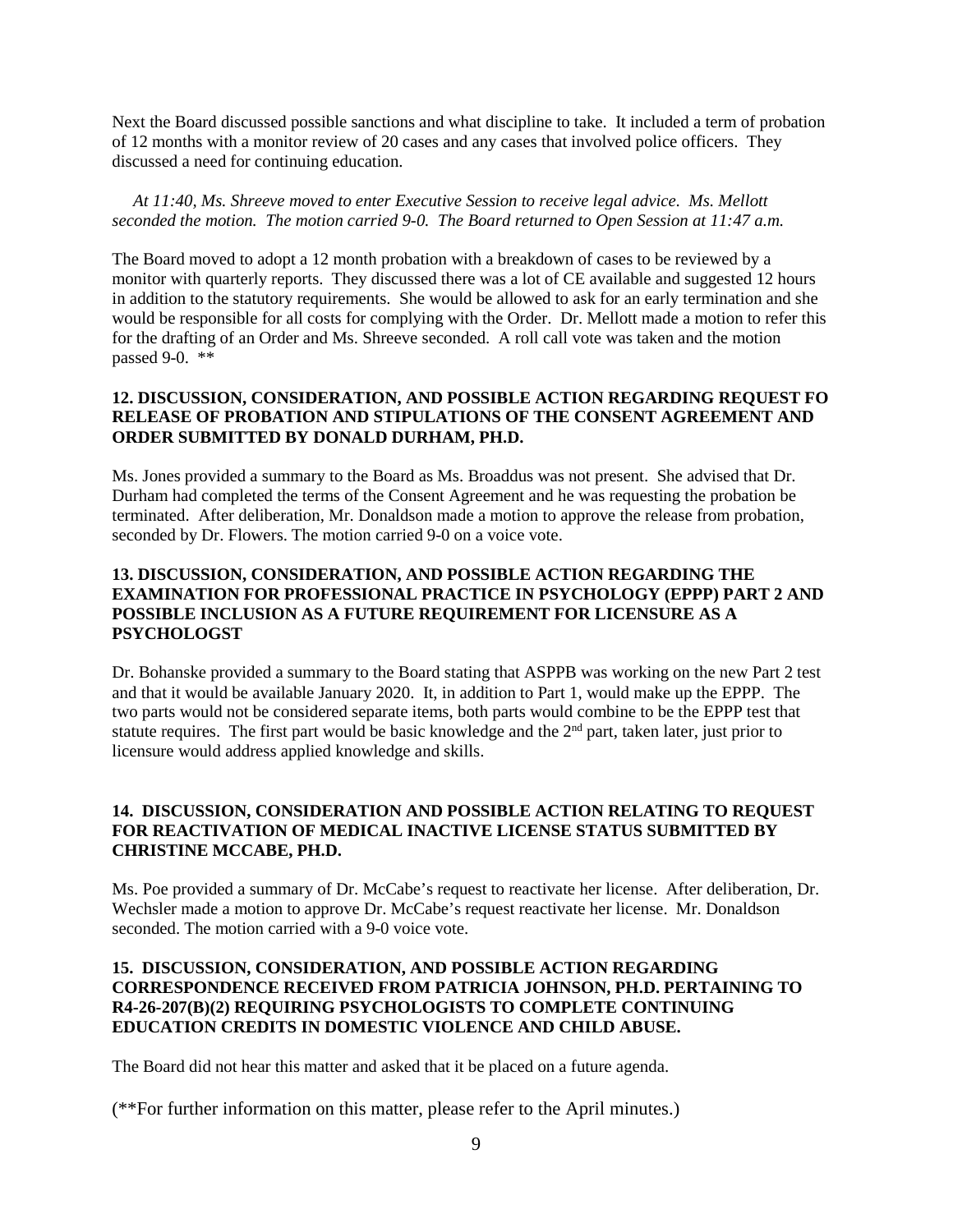Next the Board discussed possible sanctions and what discipline to take. It included a term of probation of 12 months with a monitor review of 20 cases and any cases that involved police officers. They discussed a need for continuing education.

*At 11:40, Ms. Shreeve moved to enter Executive Session to receive legal advice. Ms. Mellott seconded the motion. The motion carried 9-0. The Board returned to Open Session at 11:47 a.m.*

The Board moved to adopt a 12 month probation with a breakdown of cases to be reviewed by a monitor with quarterly reports. They discussed there was a lot of CE available and suggested 12 hours in addition to the statutory requirements. She would be allowed to ask for an early termination and she would be responsible for all costs for complying with the Order. Dr. Mellott made a motion to refer this for the drafting of an Order and Ms. Shreeve seconded. A roll call vote was taken and the motion passed 9-0. **

**12. DISCUSSION, CONSIDERATION, AND POSSIBLE ACTION REGARDING REQUEST FO RELEASE OF PROBATION AND STIPULATIONS OF THE CONSENT AGREEMENT AND ORDER SUBMITTED BY DONALD DURHAM, PH.D.**

Ms. Jones provided a summary to the Board as Ms. Broaddus was not present. She advised that Dr. Durham had completed the terms of the Consent Agreement and he was requesting the probation be terminated. After deliberation, Mr. Donaldson made a motion to approve the release from probation, seconded by Dr. Flowers. The motion carried 9-0 on a voice vote.

**13. DISCUSSION, CONSIDERATION, AND POSSIBLE ACTION REGARDING THE EXAMINATION FOR PROFESSIONAL PRACTICE IN PSYCHOLOGY (EPPP) PART 2 AND POSSIBLE INCLUSION AS A FUTURE REQUIREMENT FOR LICENSURE AS A PSYCHOLOGST**

Dr. Bohanske provided a summary to the Board stating that ASPPB was working on the new Part 2 test and that it would be available January 2020. It, in addition to Part 1, would make up the EPPP. The two parts would not be considered separate items, both parts would combine to be the EPPP test that statute requires. The first part would be basic knowledge and the 2nd part, taken later, just prior to licensure would address applied knowledge and skills.

**14. DISCUSSION, CONSIDERATION AND POSSIBLE ACTION RELATING TO REQUEST FOR REACTIVATION OF MEDICAL INACTIVE LICENSE STATUS SUBMITTED BY CHRISTINE MCCABE, PH.D.**

Ms. Poe provided a summary of Dr. McCabe's request to reactivate her license. After deliberation, Dr. Wechsler made a motion to approve Dr. McCabe's request reactivate her license. Mr. Donaldson seconded. The motion carried with a 9-0 voice vote.

**15. DISCUSSION, CONSIDERATION, AND POSSIBLE ACTION REGARDING CORRESPONDENCE RECEIVED FROM PATRICIA JOHNSON, PH.D. PERTAINING TO R4-26-207(B)(2) REQUIRING PSYCHOLOGISTS TO COMPLETE CONTINUING EDUCATION CREDITS IN DOMESTIC VIOLENCE AND CHILD ABUSE.**

The Board did not hear this matter and asked that it be placed on a future agenda.

(**For further information on this matter, please refer to the April minutes.)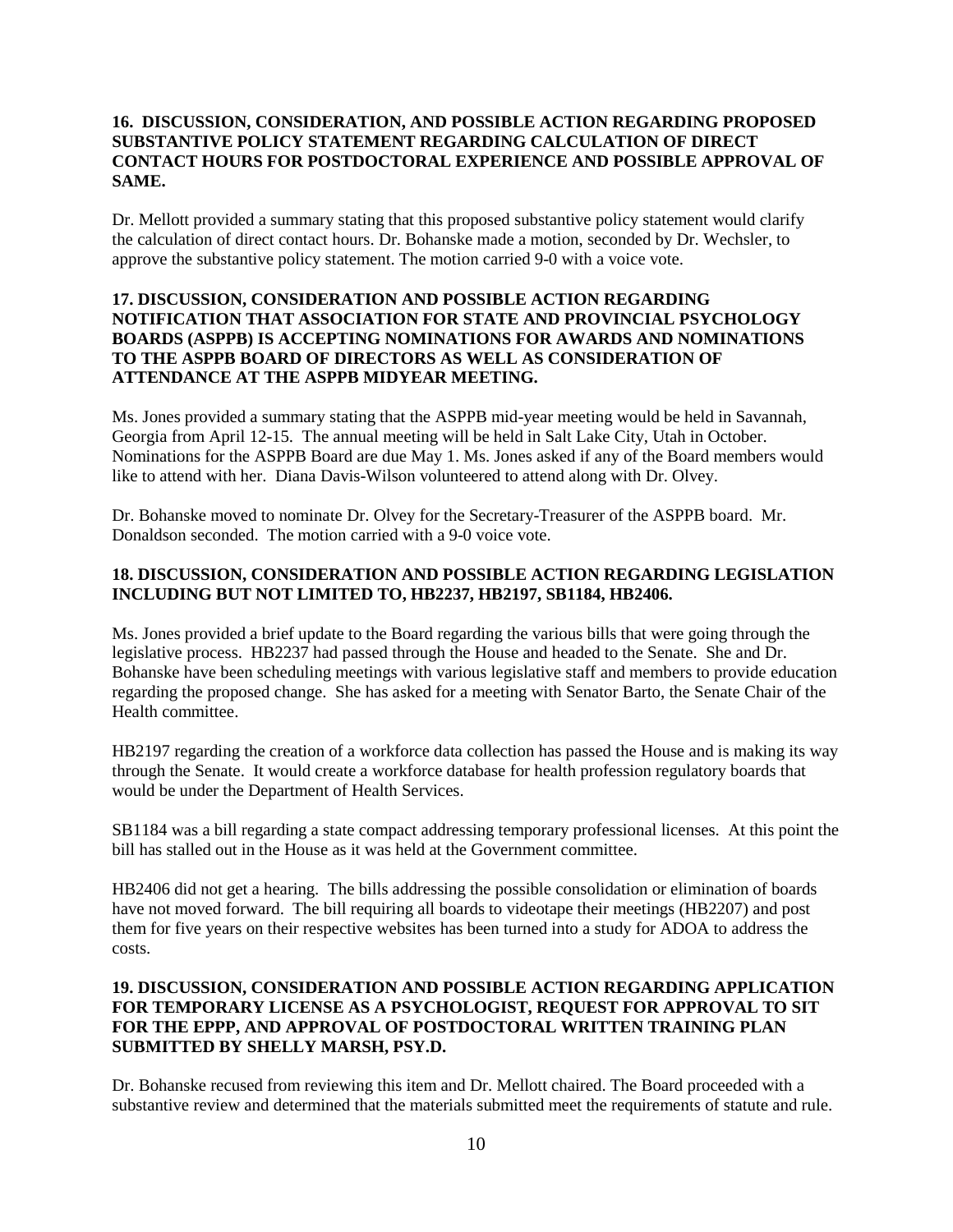**16. DISCUSSION, CONSIDERATION, AND POSSIBLE ACTION REGARDING PROPOSED SUBSTANTIVE POLICY STATEMENT REGARDING CALCULATION OF DIRECT CONTACT HOURS FOR POSTDOCTORAL EXPERIENCE AND POSSIBLE APPROVAL OF SAME.**

Dr. Mellott provided a summary stating that this proposed substantive policy statement would clarify the calculation of direct contact hours. Dr. Bohanske made a motion, seconded by Dr. Wechsler, to approve the substantive policy statement. The motion carried 9-0 with a voice vote.

**17. DISCUSSION, CONSIDERATION AND POSSIBLE ACTION REGARDING NOTIFICATION THAT ASSOCIATION FOR STATE AND PROVINCIAL PSYCHOLOGY BOARDS (ASPPB) IS ACCEPTING NOMINATIONS FOR AWARDS AND NOMINATIONS TO THE ASPPB BOARD OF DIRECTORS AS WELL AS CONSIDERATION OF ATTENDANCE AT THE ASPPB MIDYEAR MEETING.**

Ms. Jones provided a summary stating that the ASPPB mid-year meeting would be held in Savannah, Georgia from April 12-15. The annual meeting will be held in Salt Lake City, Utah in October. Nominations for the ASPPB Board are due May 1. Ms. Jones asked if any of the Board members would like to attend with her. Diana Davis-Wilson volunteered to attend along with Dr. Olvey.

Dr. Bohanske moved to nominate Dr. Olvey for the Secretary-Treasurer of the ASPPB board. Mr. Donaldson seconded. The motion carried with a 9-0 voice vote.

**18. DISCUSSION, CONSIDERATION AND POSSIBLE ACTION REGARDING LEGISLATION INCLUDING BUT NOT LIMITED TO, HB2237, HB2197, SB1184, HB2406.**

Ms. Jones provided a brief update to the Board regarding the various bills that were going through the legislative process. HB2237 had passed through the House and headed to the Senate. She and Dr. Bohanske have been scheduling meetings with various legislative staff and members to provide education regarding the proposed change. She has asked for a meeting with Senator Barto, the Senate Chair of the Health committee.

HB2197 regarding the creation of a workforce data collection has passed the House and is making its way through the Senate. It would create a workforce database for health profession regulatory boards that would be under the Department of Health Services.

SB1184 was a bill regarding a state compact addressing temporary professional licenses. At this point the bill has stalled out in the House as it was held at the Government committee.

HB2406 did not get a hearing. The bills addressing the possible consolidation or elimination of boards have not moved forward. The bill requiring all boards to videotape their meetings (HB2207) and post them for five years on their respective websites has been turned into a study for ADOA to address the costs.

**19. DISCUSSION, CONSIDERATION AND POSSIBLE ACTION REGARDING APPLICATION FOR TEMPORARY LICENSE AS A PSYCHOLOGIST, REQUEST FOR APPROVAL TO SIT FOR THE EPPP, AND APPROVAL OF POSTDOCTORAL WRITTEN TRAINING PLAN SUBMITTED BY SHELLY MARSH, PSY.D.**

Dr. Bohanske recused from reviewing this item and Dr. Mellott chaired. The Board proceeded with a substantive review and determined that the materials submitted meet the requirements of statute and rule.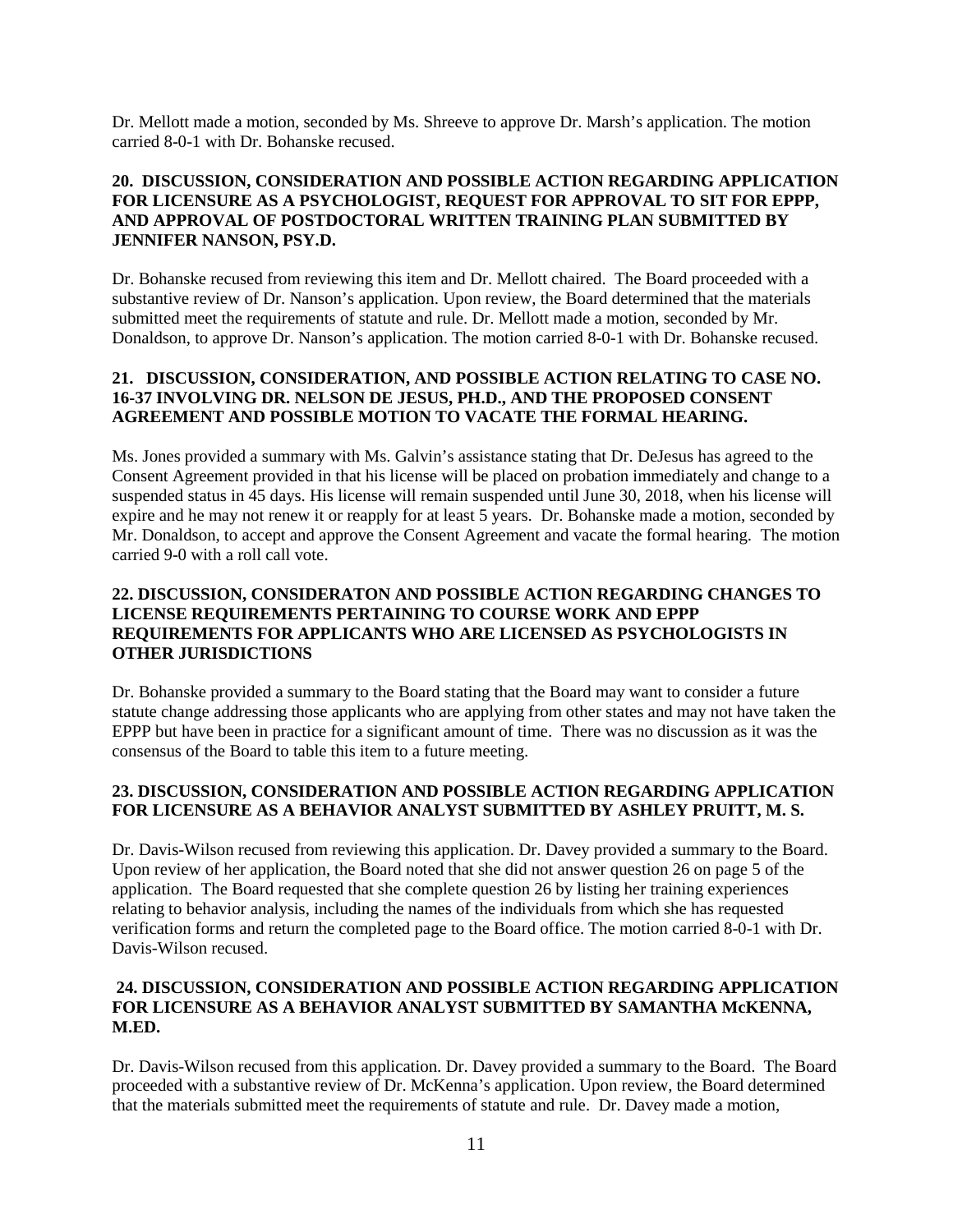Dr. Mellott made a motion, seconded by Ms. Shreeve to approve Dr. Marsh's application. The motion carried 8-0-1 with Dr. Bohanske recused.

**20. DISCUSSION, CONSIDERATION AND POSSIBLE ACTION REGARDING APPLICATION FOR LICENSURE AS A PSYCHOLOGIST, REQUEST FOR APPROVAL TO SIT FOR EPPP, AND APPROVAL OF POSTDOCTORAL WRITTEN TRAINING PLAN SUBMITTED BY JENNIFER NANSON, PSY.D.**

Dr. Bohanske recused from reviewing this item and Dr. Mellott chaired. The Board proceeded with a substantive review of Dr. Nanson's application. Upon review, the Board determined that the materials submitted meet the requirements of statute and rule. Dr. Mellott made a motion, seconded by Mr. Donaldson, to approve Dr. Nanson's application. The motion carried 8-0-1 with Dr. Bohanske recused.

**21. DISCUSSION, CONSIDERATION, AND POSSIBLE ACTION RELATING TO CASE NO. 16-37 INVOLVING DR. NELSON DE JESUS, PH.D., AND THE PROPOSED CONSENT AGREEMENT AND POSSIBLE MOTION TO VACATE THE FORMAL HEARING.**

Ms. Jones provided a summary with Ms. Galvin's assistance stating that Dr. DeJesus has agreed to the Consent Agreement provided in that his license will be placed on probation immediately and change to a suspended status in 45 days. His license will remain suspended until June 30, 2018, when his license will expire and he may not renew it or reapply for at least 5 years. Dr. Bohanske made a motion, seconded by Mr. Donaldson, to accept and approve the Consent Agreement and vacate the formal hearing. The motion carried 9-0 with a roll call vote.

**22. DISCUSSION, CONSIDERATON AND POSSIBLE ACTION REGARDING CHANGES TO LICENSE REQUIREMENTS PERTAINING TO COURSE WORK AND EPPP REQUIREMENTS FOR APPLICANTS WHO ARE LICENSED AS PSYCHOLOGISTS IN OTHER JURISDICTIONS**

Dr. Bohanske provided a summary to the Board stating that the Board may want to consider a future statute change addressing those applicants who are applying from other states and may not have taken the EPPP but have been in practice for a significant amount of time. There was no discussion as it was the consensus of the Board to table this item to a future meeting.

**23. DISCUSSION, CONSIDERATION AND POSSIBLE ACTION REGARDING APPLICATION FOR LICENSURE AS A BEHAVIOR ANALYST SUBMITTED BY ASHLEY PRUITT, M. S.**

Dr. Davis-Wilson recused from reviewing this application. Dr. Davey provided a summary to the Board. Upon review of her application, the Board noted that she did not answer question 26 on page 5 of the application. The Board requested that she complete question 26 by listing her training experiences relating to behavior analysis, including the names of the individuals from which she has requested verification forms and return the completed page to the Board office. The motion carried 8-0-1 with Dr. Davis-Wilson recused.

**24. DISCUSSION, CONSIDERATION AND POSSIBLE ACTION REGARDING APPLICATION FOR LICENSURE AS A BEHAVIOR ANALYST SUBMITTED BY SAMANTHA McKENNA, M.ED.**

Dr. Davis-Wilson recused from this application. Dr. Davey provided a summary to the Board. The Board proceeded with a substantive review of Dr. McKenna's application. Upon review, the Board determined that the materials submitted meet the requirements of statute and rule. Dr. Davey made a motion,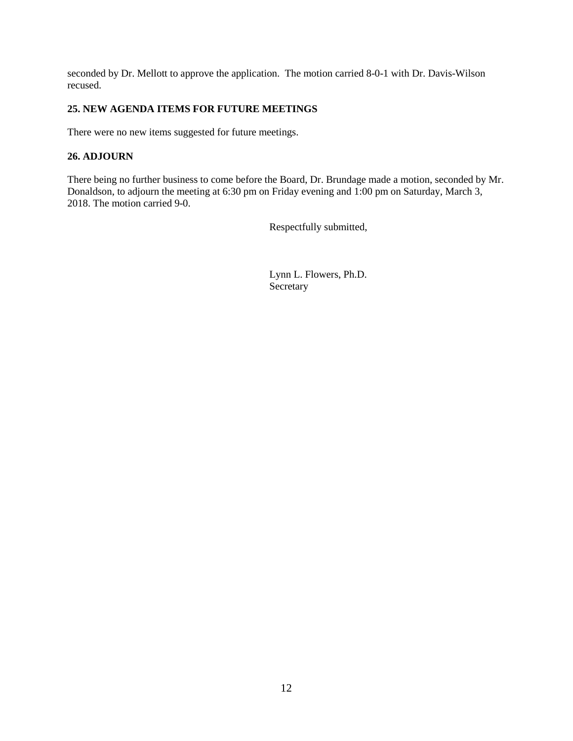seconded by Dr. Mellott to approve the application. The motion carried 8-0-1 with Dr. Davis-Wilson recused.

**25. NEW AGENDA ITEMS FOR FUTURE MEETINGS**

There were no new items suggested for future meetings.

**26. ADJOURN**

There being no further business to come before the Board, Dr. Brundage made a motion, seconded by Mr. Donaldson, to adjourn the meeting at 6:30 pm on Friday evening and 1:00 pm on Saturday, March 3, 2018. The motion carried 9-0.

Respectfully submitted,

Lynn L. Flowers, Ph.D.
Secretary